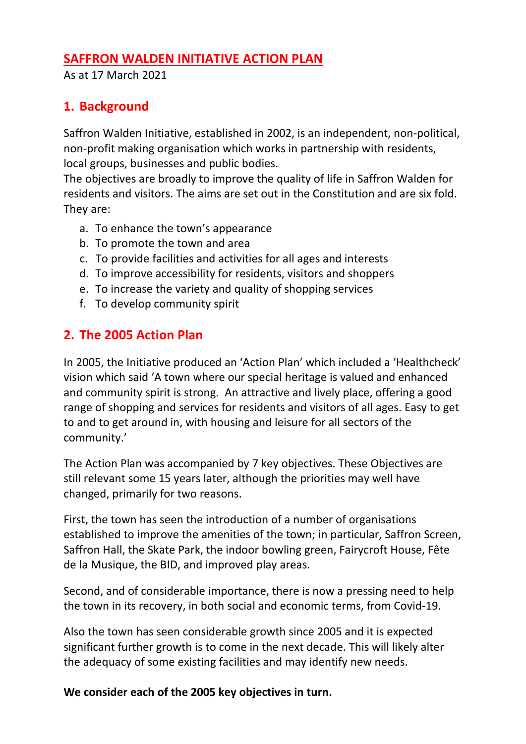# SAFFRON WALDEN INITIATIVE ACTION PLAN

As at 17 March 2021

## 1. Background

Saffron Walden Initiative, established in 2002, is an independent, non-political, non-profit making organisation which works in partnership with residents, local groups, businesses and public bodies.
The objectives are broadly to improve the quality of life in Saffron Walden for residents and visitors. The aims are set out in the Constitution and are six fold. They are:

a. To enhance the town's appearance
b. To promote the town and area
c. To provide facilities and activities for all ages and interests
d. To improve accessibility for residents, visitors and shoppers
e. To increase the variety and quality of shopping services
f. To develop community spirit

## 2. The 2005 Action Plan

In 2005, the Initiative produced an 'Action Plan' which included a 'Healthcheck' vision which said 'A town where our special heritage is valued and enhanced and community spirit is strong. An attractive and lively place, offering a good range of shopping and services for residents and visitors of all ages. Easy to get to and to get around in, with housing and leisure for all sectors of the community.'

The Action Plan was accompanied by 7 key objectives. These Objectives are still relevant some 15 years later, although the priorities may well have changed, primarily for two reasons.

First, the town has seen the introduction of a number of organisations established to improve the amenities of the town; in particular, Saffron Screen, Saffron Hall, the Skate Park, the indoor bowling green, Fairycroft House, Fête de la Musique, the BID, and improved play areas.

Second, and of considerable importance, there is now a pressing need to help the town in its recovery, in both social and economic terms, from Covid-19.

Also the town has seen considerable growth since 2005 and it is expected significant further growth is to come in the next decade. This will likely alter the adequacy of some existing facilities and may identify new needs.

**We consider each of the 2005 key objectives in turn.**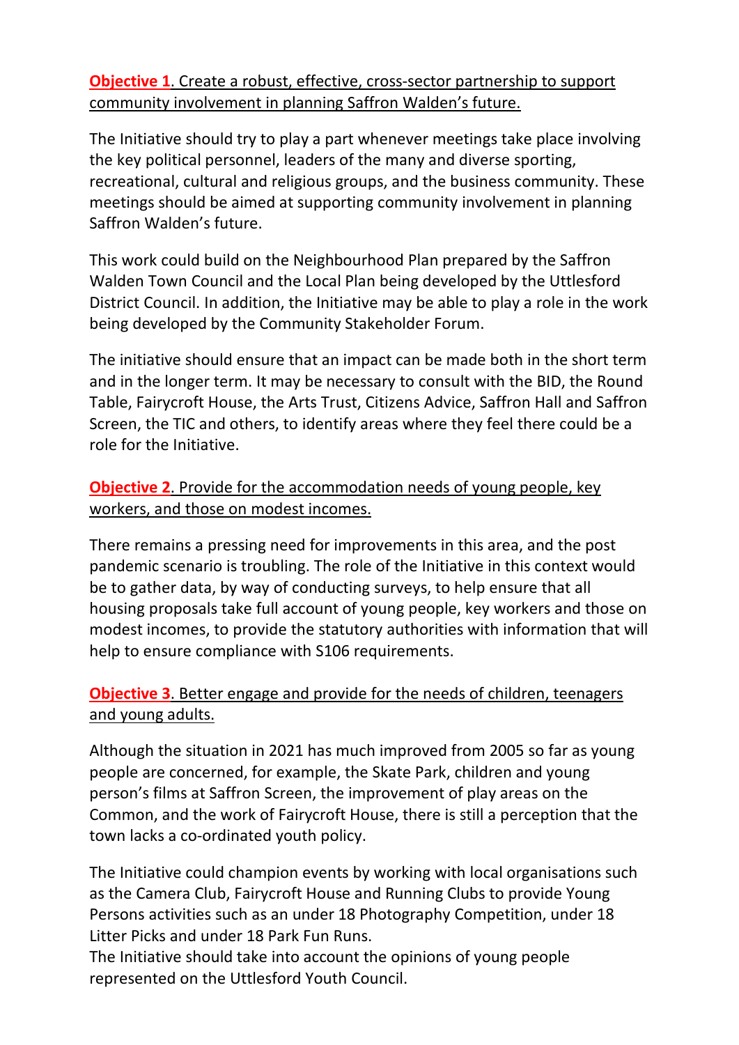**Objective 1**. Create a robust, effective, cross-sector partnership to support community involvement in planning Saffron Walden's future.

The Initiative should try to play a part whenever meetings take place involving the key political personnel, leaders of the many and diverse sporting, recreational, cultural and religious groups, and the business community. These meetings should be aimed at supporting community involvement in planning Saffron Walden's future.

This work could build on the Neighbourhood Plan prepared by the Saffron Walden Town Council and the Local Plan being developed by the Uttlesford District Council. In addition, the Initiative may be able to play a role in the work being developed by the Community Stakeholder Forum.

The initiative should ensure that an impact can be made both in the short term and in the longer term. It may be necessary to consult with the BID, the Round Table, Fairycroft House, the Arts Trust, Citizens Advice, Saffron Hall and Saffron Screen, the TIC and others, to identify areas where they feel there could be a role for the Initiative.

**Objective 2**. Provide for the accommodation needs of young people, key workers, and those on modest incomes.

There remains a pressing need for improvements in this area, and the post pandemic scenario is troubling. The role of the Initiative in this context would be to gather data, by way of conducting surveys, to help ensure that all housing proposals take full account of young people, key workers and those on modest incomes, to provide the statutory authorities with information that will help to ensure compliance with S106 requirements.

**Objective 3**. Better engage and provide for the needs of children, teenagers and young adults.

Although the situation in 2021 has much improved from 2005 so far as young people are concerned, for example, the Skate Park, children and young person's films at Saffron Screen, the improvement of play areas on the Common, and the work of Fairycroft House, there is still a perception that the town lacks a co-ordinated youth policy.

The Initiative could champion events by working with local organisations such as the Camera Club, Fairycroft House and Running Clubs to provide Young Persons activities such as an under 18 Photography Competition, under 18 Litter Picks and under 18 Park Fun Runs.
The Initiative should take into account the opinions of young people represented on the Uttlesford Youth Council.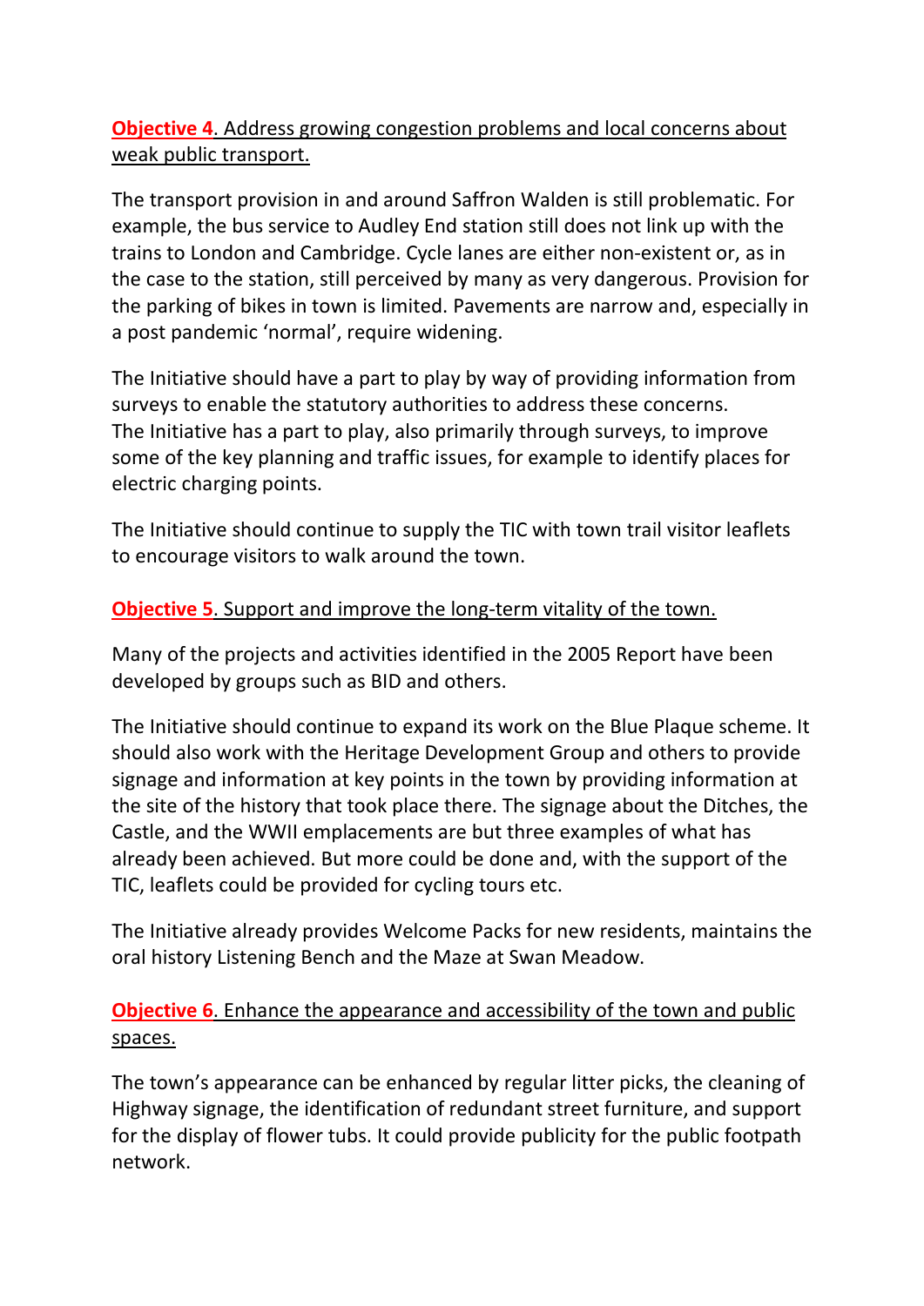**Objective 4**. Address growing congestion problems and local concerns about weak public transport.

The transport provision in and around Saffron Walden is still problematic. For example, the bus service to Audley End station still does not link up with the trains to London and Cambridge. Cycle lanes are either non-existent or, as in the case to the station, still perceived by many as very dangerous. Provision for the parking of bikes in town is limited. Pavements are narrow and, especially in a post pandemic 'normal', require widening.

The Initiative should have a part to play by way of providing information from surveys to enable the statutory authorities to address these concerns. The Initiative has a part to play, also primarily through surveys, to improve some of the key planning and traffic issues, for example to identify places for electric charging points.

The Initiative should continue to supply the TIC with town trail visitor leaflets to encourage visitors to walk around the town.

**Objective 5**. Support and improve the long-term vitality of the town.

Many of the projects and activities identified in the 2005 Report have been developed by groups such as BID and others.

The Initiative should continue to expand its work on the Blue Plaque scheme. It should also work with the Heritage Development Group and others to provide signage and information at key points in the town by providing information at the site of the history that took place there. The signage about the Ditches, the Castle, and the WWII emplacements are but three examples of what has already been achieved. But more could be done and, with the support of the TIC, leaflets could be provided for cycling tours etc.

The Initiative already provides Welcome Packs for new residents, maintains the oral history Listening Bench and the Maze at Swan Meadow.

**Objective 6**. Enhance the appearance and accessibility of the town and public spaces.

The town's appearance can be enhanced by regular litter picks, the cleaning of Highway signage, the identification of redundant street furniture, and support for the display of flower tubs. It could provide publicity for the public footpath network.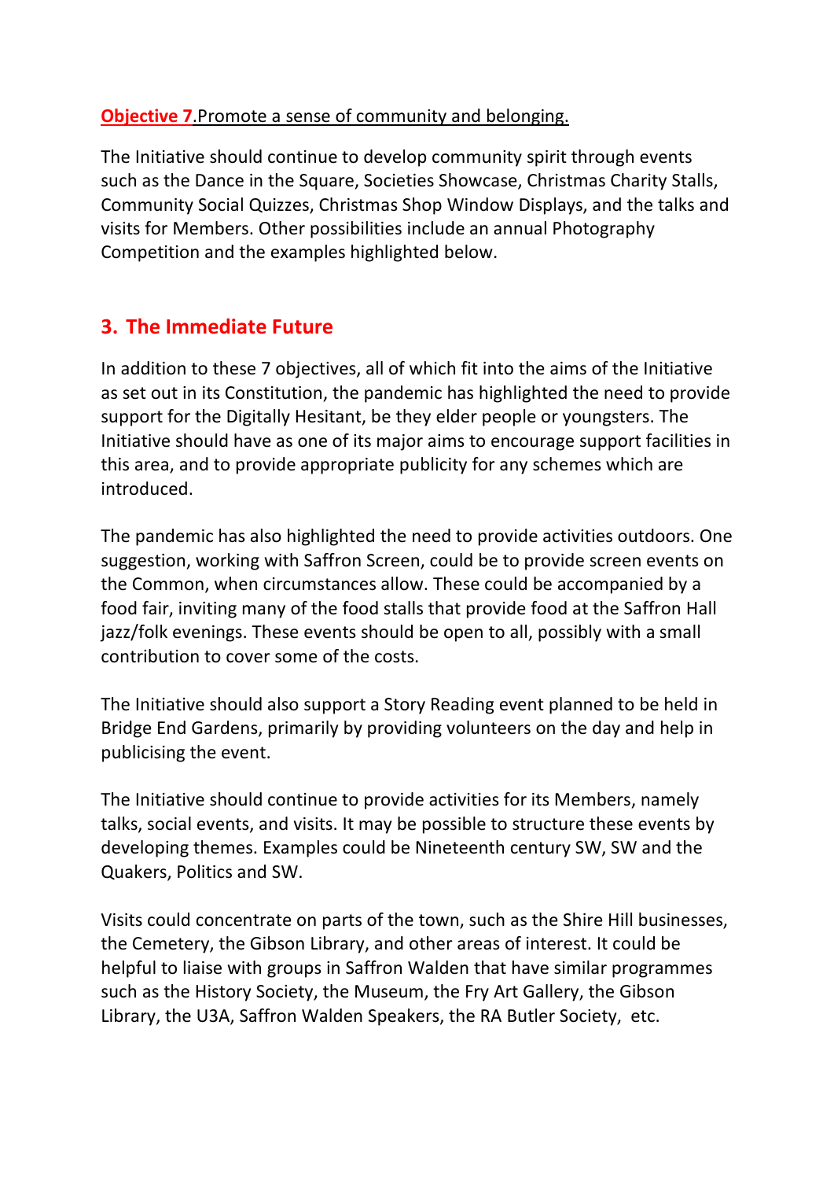**Objective 7**.Promote a sense of community and belonging.

The Initiative should continue to develop community spirit through events such as the Dance in the Square, Societies Showcase, Christmas Charity Stalls, Community Social Quizzes, Christmas Shop Window Displays, and the talks and visits for Members. Other possibilities include an annual Photography Competition and the examples highlighted below.

## 3. The Immediate Future

In addition to these 7 objectives, all of which fit into the aims of the Initiative as set out in its Constitution, the pandemic has highlighted the need to provide support for the Digitally Hesitant, be they elder people or youngsters. The Initiative should have as one of its major aims to encourage support facilities in this area, and to provide appropriate publicity for any schemes which are introduced.

The pandemic has also highlighted the need to provide activities outdoors. One suggestion, working with Saffron Screen, could be to provide screen events on the Common, when circumstances allow. These could be accompanied by a food fair, inviting many of the food stalls that provide food at the Saffron Hall jazz/folk evenings. These events should be open to all, possibly with a small contribution to cover some of the costs.

The Initiative should also support a Story Reading event planned to be held in Bridge End Gardens, primarily by providing volunteers on the day and help in publicising the event.

The Initiative should continue to provide activities for its Members, namely talks, social events, and visits. It may be possible to structure these events by developing themes. Examples could be Nineteenth century SW, SW and the Quakers, Politics and SW.

Visits could concentrate on parts of the town, such as the Shire Hill businesses, the Cemetery, the Gibson Library, and other areas of interest. It could be helpful to liaise with groups in Saffron Walden that have similar programmes such as the History Society, the Museum, the Fry Art Gallery, the Gibson Library, the U3A, Saffron Walden Speakers, the RA Butler Society, etc.